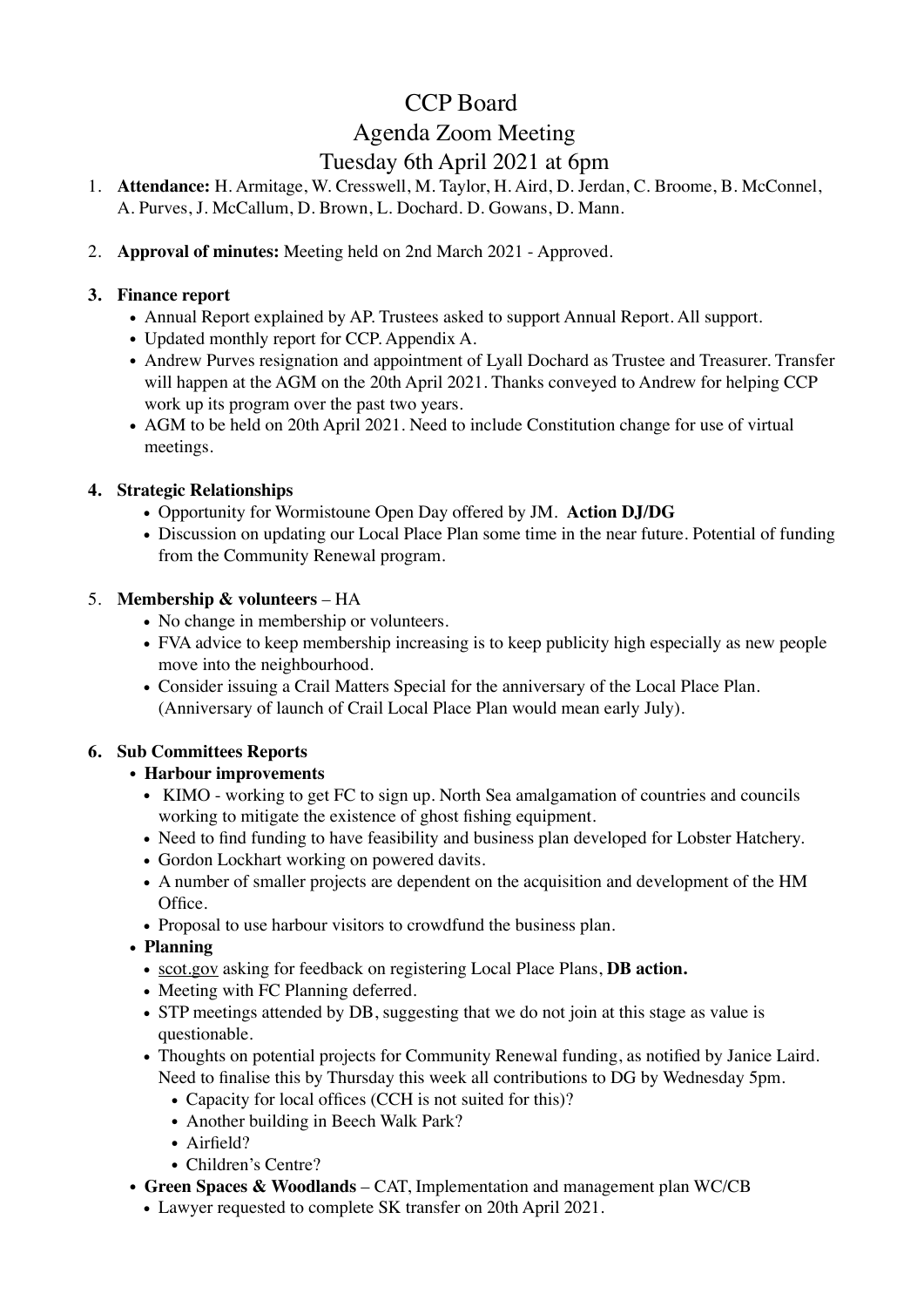# CCP Board

## Agenda Zoom Meeting

## Tuesday 6th April 2021 at 6pm

1. **Attendance:** H. Armitage, W. Cresswell, M. Taylor, H. Aird, D. Jerdan, C. Broome, B. McConnel, A. Purves, J. McCallum, D. Brown, L. Dochard. D. Gowans, D. Mann.

2. **Approval of minutes:** Meeting held on 2nd March 2021 - Approved.

3. **Finance report**
   - Annual Report explained by AP. Trustees asked to support Annual Report. All support.
   - Updated monthly report for CCP. Appendix A.
   - Andrew Purves resignation and appointment of Lyall Dochard as Trustee and Treasurer. Transfer will happen at the AGM on the 20th April 2021. Thanks conveyed to Andrew for helping CCP work up its program over the past two years.
   - AGM to be held on 20th April 2021. Need to include Constitution change for use of virtual meetings.

4. **Strategic Relationships**
   - Opportunity for Wormistoune Open Day offered by JM. **Action DJ/DG**
   - Discussion on updating our Local Place Plan some time in the near future. Potential of funding from the Community Renewal program.

5. **Membership & volunteers** – HA
   - No change in membership or volunteers.
   - FVA advice to keep membership increasing is to keep publicity high especially as new people move into the neighbourhood.
   - Consider issuing a Crail Matters Special for the anniversary of the Local Place Plan. (Anniversary of launch of Crail Local Place Plan would mean early July).

6. **Sub Committees Reports**
   - **Harbour improvements**
     - KIMO - working to get FC to sign up. North Sea amalgamation of countries and councils working to mitigate the existence of ghost fishing equipment.
     - Need to find funding to have feasibility and business plan developed for Lobster Hatchery.
     - Gordon Lockhart working on powered davits.
     - A number of smaller projects are dependent on the acquisition and development of the HM Office.
     - Proposal to use harbour visitors to crowdfund the business plan.
   - **Planning**
     - scot.gov asking for feedback on registering Local Place Plans, **DB action.**
     - Meeting with FC Planning deferred.
     - STP meetings attended by DB, suggesting that we do not join at this stage as value is questionable.
     - Thoughts on potential projects for Community Renewal funding, as notified by Janice Laird. Need to finalise this by Thursday this week all contributions to DG by Wednesday 5pm.
       - Capacity for local offices (CCH is not suited for this)?
       - Another building in Beech Walk Park?
       - Airfield?
       - Children's Centre?
   - **Green Spaces & Woodlands** – CAT, Implementation and management plan WC/CB
     - Lawyer requested to complete SK transfer on 20th April 2021.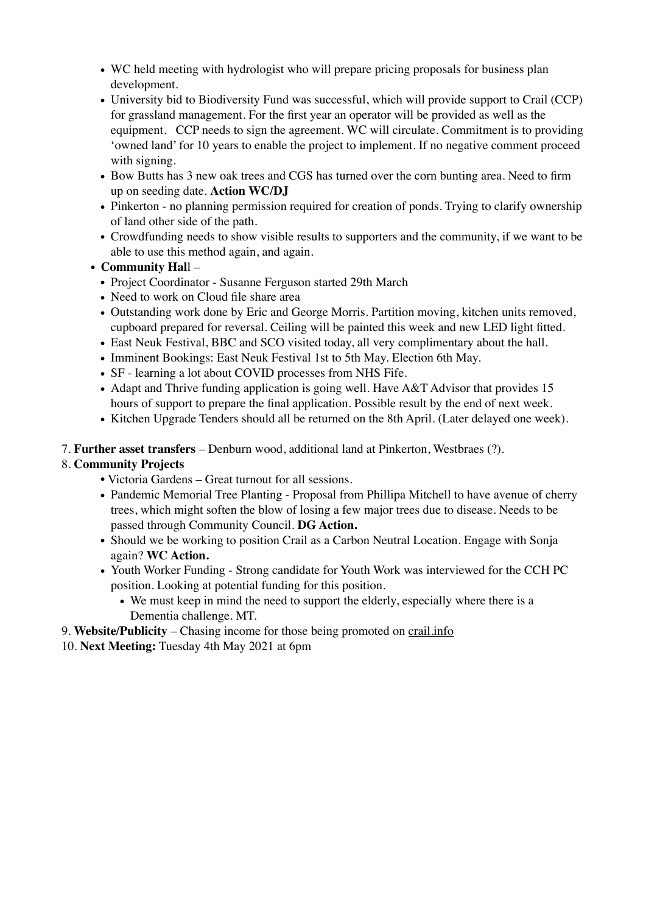- WC held meeting with hydrologist who will prepare pricing proposals for business plan development.
- University bid to Biodiversity Fund was successful, which will provide support to Crail (CCP) for grassland management. For the first year an operator will be provided as well as the equipment. CCP needs to sign the agreement. WC will circulate. Commitment is to providing 'owned land' for 10 years to enable the project to implement. If no negative comment proceed with signing.
- Bow Butts has 3 new oak trees and CGS has turned over the corn bunting area. Need to firm up on seeding date. **Action WC/DJ**
- Pinkerton - no planning permission required for creation of ponds. Trying to clarify ownership of land other side of the path.
- Crowdfunding needs to show visible results to supporters and the community, if we want to be able to use this method again, and again.

- **Community Hal**l –
  - Project Coordinator - Susanne Ferguson started 29th March
  - Need to work on Cloud file share area
  - Outstanding work done by Eric and George Morris. Partition moving, kitchen units removed, cupboard prepared for reversal. Ceiling will be painted this week and new LED light fitted.
  - East Neuk Festival, BBC and SCO visited today, all very complimentary about the hall.
  - Imminent Bookings: East Neuk Festival 1st to 5th May. Election 6th May.
  - SF - learning a lot about COVID processes from NHS Fife.
  - Adapt and Thrive funding application is going well. Have A&T Advisor that provides 15 hours of support to prepare the final application. Possible result by the end of next week.
  - Kitchen Upgrade Tenders should all be returned on the 8th April. (Later delayed one week).

7. **Further asset transfers** – Denburn wood, additional land at Pinkerton, Westbraes (?).
8. **Community Projects**
   - Victoria Gardens – Great turnout for all sessions.
   - Pandemic Memorial Tree Planting - Proposal from Phillipa Mitchell to have avenue of cherry trees, which might soften the blow of losing a few major trees due to disease. Needs to be passed through Community Council. **DG Action.**
   - Should we be working to position Crail as a Carbon Neutral Location. Engage with Sonja again? **WC Action.**
   - Youth Worker Funding - Strong candidate for Youth Work was interviewed for the CCH PC position. Looking at potential funding for this position.
     - We must keep in mind the need to support the elderly, especially where there is a Dementia challenge. MT.
9. **Website/Publicity** – Chasing income for those being promoted on crail.info
10. **Next Meeting:** Tuesday 4th May 2021 at 6pm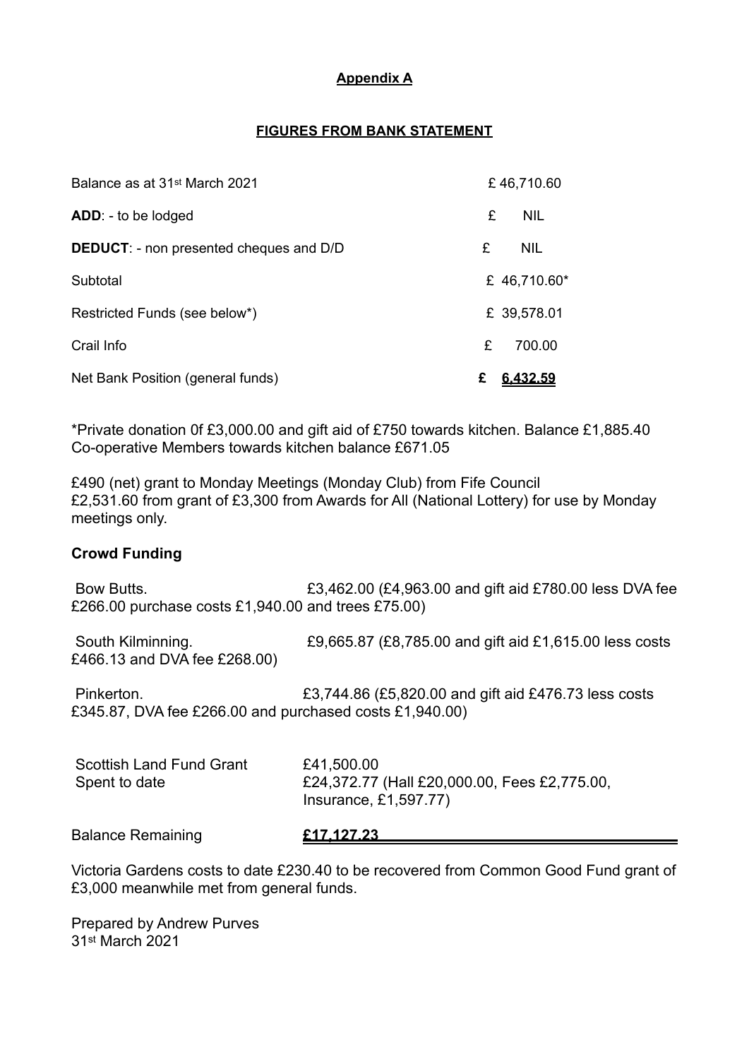**Appendix A**

**FIGURES FROM BANK STATEMENT**

| | |
|---|---|
| Balance as at 31st March 2021 | £ 46,710.60 |
| **ADD**: - to be lodged | £ NIL |
| **DEDUCT**: - non presented cheques and D/D | £ NIL |
| Subtotal | £ 46,710.60* |
| Restricted Funds (see below*) | £ 39,578.01 |
| Crail Info | £ 700.00 |
| Net Bank Position (general funds) | **£ 6,432.59** |

*Private donation 0f £3,000.00 and gift aid of £750 towards kitchen. Balance £1,885.40
Co-operative Members towards kitchen balance £671.05

£490 (net) grant to Monday Meetings (Monday Club) from Fife Council
£2,531.60 from grant of £3,300 from Awards for All (National Lottery) for use by Monday meetings only.

**Crowd Funding**

Bow Butts. £3,462.00 (£4,963.00 and gift aid £780.00 less DVA fee £266.00 purchase costs £1,940.00 and trees £75.00)

South Kilminning. £9,665.87 (£8,785.00 and gift aid £1,615.00 less costs £466.13 and DVA fee £268.00)

Pinkerton. £3,744.86 (£5,820.00 and gift aid £476.73 less costs £345.87, DVA fee £266.00 and purchased costs £1,940.00)

| | |
|---|---|
| Scottish Land Fund Grant | £41,500.00 |
| Spent to date | £24,372.77 (Hall £20,000.00, Fees £2,775.00, Insurance, £1,597.77) |
| Balance Remaining | **£17,127.23** |

Victoria Gardens costs to date £230.40 to be recovered from Common Good Fund grant of £3,000 meanwhile met from general funds.

Prepared by Andrew Purves
31st March 2021